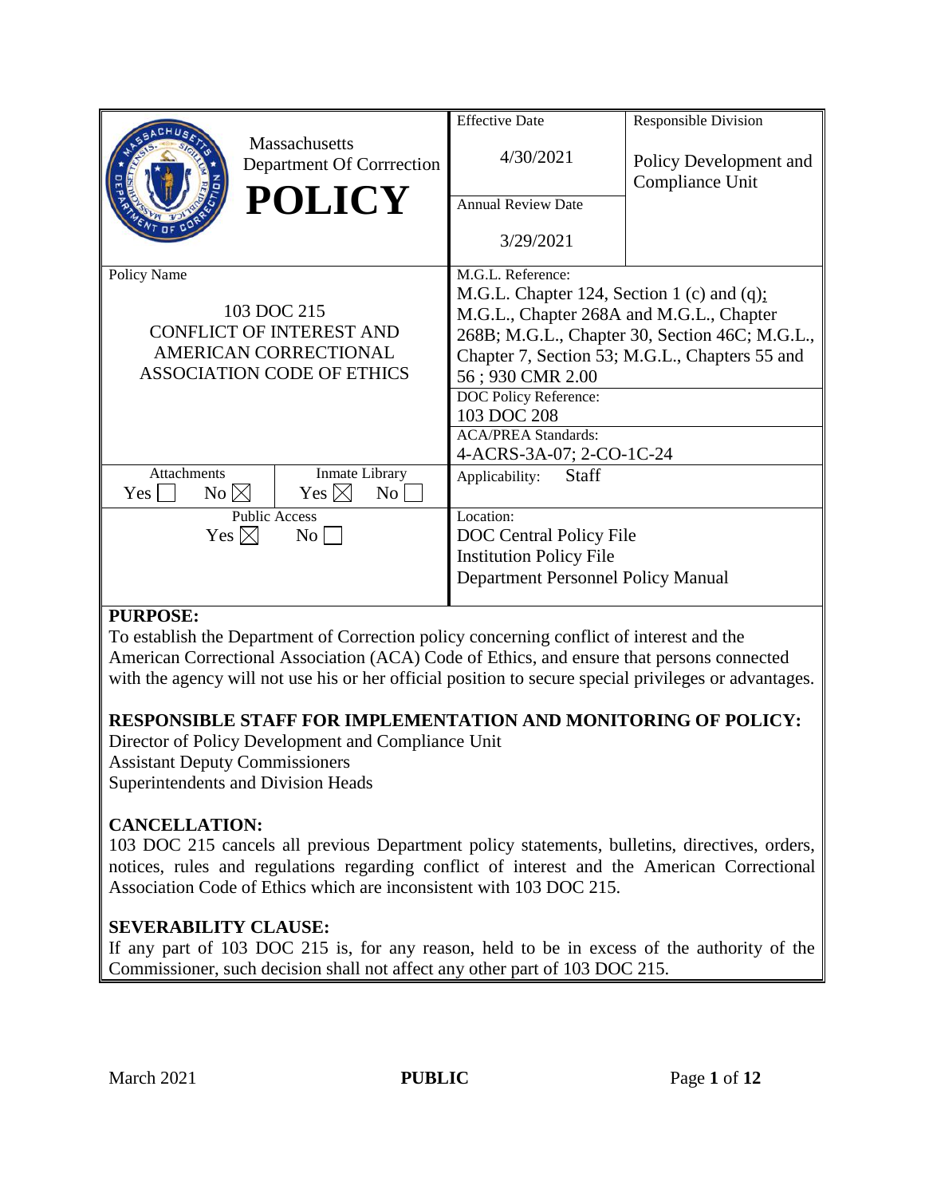| Massachusetts Department Of Corrrection **POLICY** | Effective Date 4/30/2021 | Responsible Division Policy Development and Compliance Unit |
|---|---|---|
| | Annual Review Date 3/29/2021 | |
| Policy Name 103 DOC 215 CONFLICT OF INTEREST AND AMERICAN CORRECTIONAL ASSOCIATION CODE OF ETHICS | M.G.L. Reference: M.G.L. Chapter 124, Section 1 (c) and (q); M.G.L., Chapter 268A and M.G.L., Chapter 268B; M.G.L., Chapter 30, Section 46C; M.G.L., Chapter 7, Section 53; M.G.L., Chapters 55 and 56 ; 930 CMR 2.00 | |
| | DOC Policy Reference: 103 DOC 208 | |
| | ACA/PREA Standards: 4-ACRS-3A-07; 2-CO-1C-24 | |
| Attachments: Yes ☐ No ☒ / Inmate Library: Yes ☒ No ☐ | Applicability: Staff | |
| Public Access: Yes ☒ No ☐ | Location: DOC Central Policy File, Institution Policy File, Department Personnel Policy Manual | |

## PURPOSE:

To establish the Department of Correction policy concerning conflict of interest and the American Correctional Association (ACA) Code of Ethics, and ensure that persons connected with the agency will not use his or her official position to secure special privileges or advantages.

## RESPONSIBLE STAFF FOR IMPLEMENTATION AND MONITORING OF POLICY:

Director of Policy Development and Compliance Unit
Assistant Deputy Commissioners
Superintendents and Division Heads

## CANCELLATION:

103 DOC 215 cancels all previous Department policy statements, bulletins, directives, orders, notices, rules and regulations regarding conflict of interest and the American Correctional Association Code of Ethics which are inconsistent with 103 DOC 215.

## SEVERABILITY CLAUSE:

If any part of 103 DOC 215 is, for any reason, held to be in excess of the authority of the Commissioner, such decision shall not affect any other part of 103 DOC 215.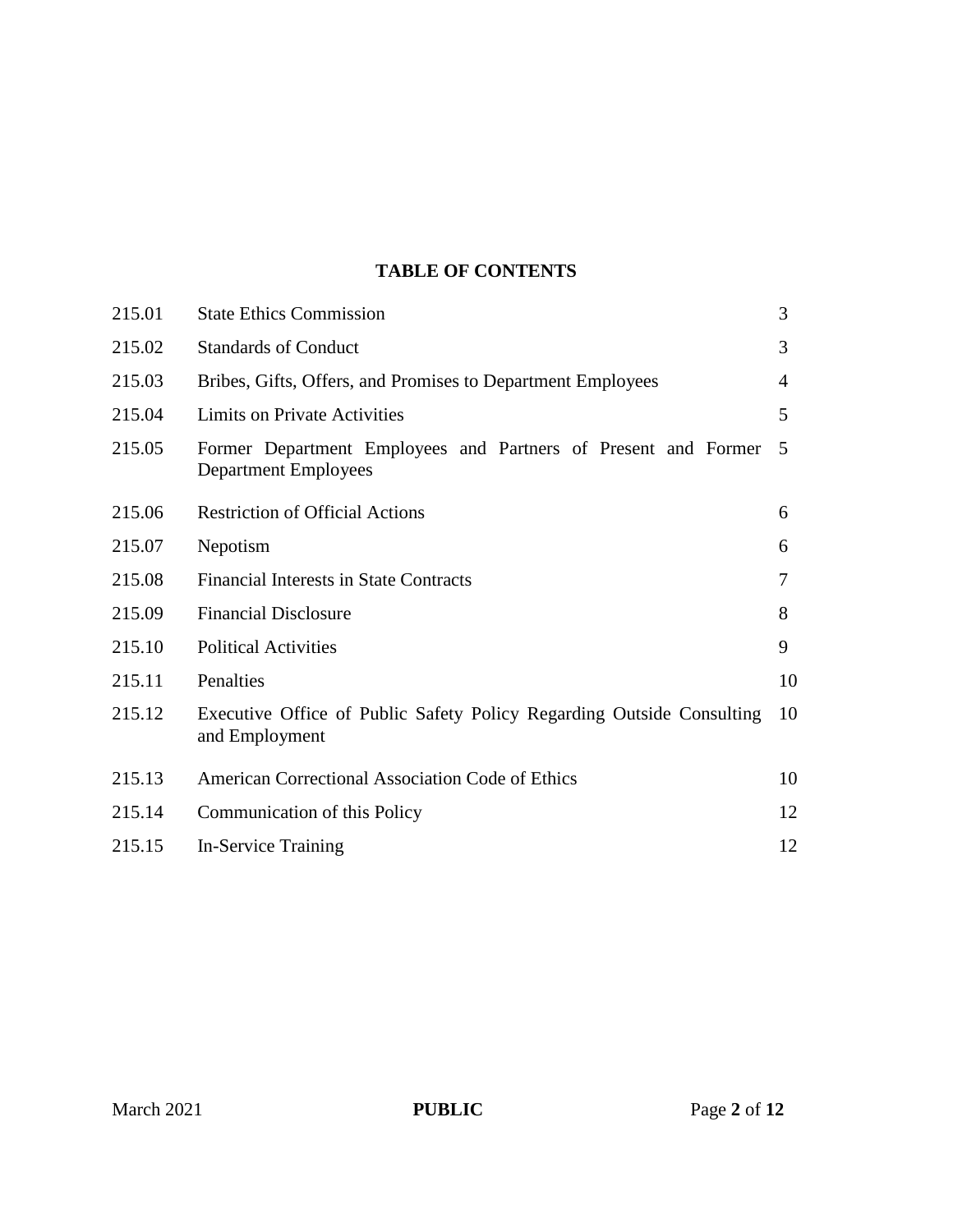**TABLE OF CONTENTS**

| | | |
|---|---|---|
| 215.01 | State Ethics Commission | 3 |
| 215.02 | Standards of Conduct | 3 |
| 215.03 | Bribes, Gifts, Offers, and Promises to Department Employees | 4 |
| 215.04 | Limits on Private Activities | 5 |
| 215.05 | Former Department Employees and Partners of Present and Former Department Employees | 5 |
| 215.06 | Restriction of Official Actions | 6 |
| 215.07 | Nepotism | 6 |
| 215.08 | Financial Interests in State Contracts | 7 |
| 215.09 | Financial Disclosure | 8 |
| 215.10 | Political Activities | 9 |
| 215.11 | Penalties | 10 |
| 215.12 | Executive Office of Public Safety Policy Regarding Outside Consulting and Employment | 10 |
| 215.13 | American Correctional Association Code of Ethics | 10 |
| 215.14 | Communication of this Policy | 12 |
| 215.15 | In-Service Training | 12 |

March 2021 **PUBLIC**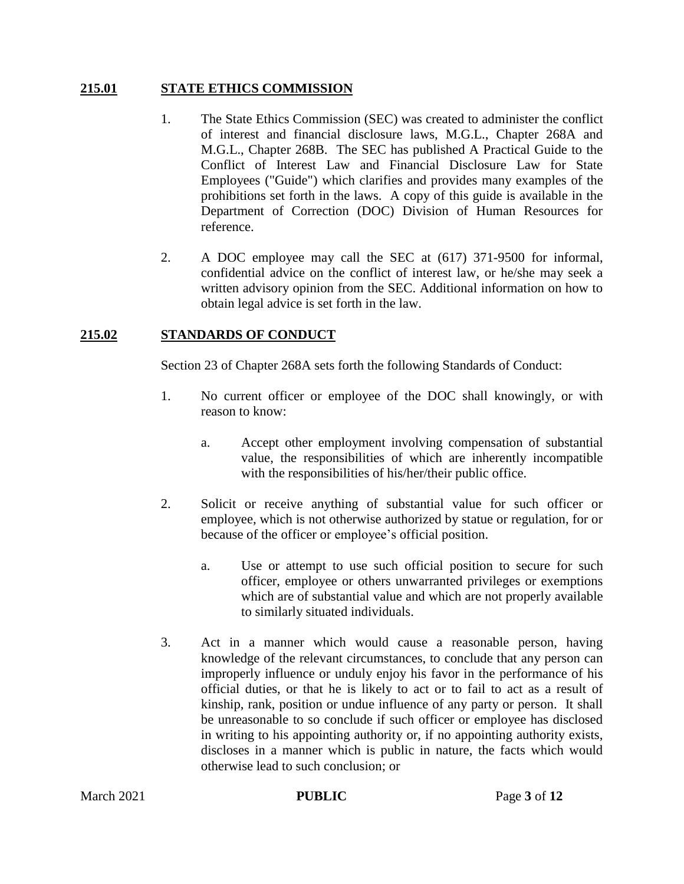## 215.01 STATE ETHICS COMMISSION

1. The State Ethics Commission (SEC) was created to administer the conflict of interest and financial disclosure laws, M.G.L., Chapter 268A and M.G.L., Chapter 268B. The SEC has published A Practical Guide to the Conflict of Interest Law and Financial Disclosure Law for State Employees ("Guide") which clarifies and provides many examples of the prohibitions set forth in the laws. A copy of this guide is available in the Department of Correction (DOC) Division of Human Resources for reference.

2. A DOC employee may call the SEC at (617) 371-9500 for informal, confidential advice on the conflict of interest law, or he/she may seek a written advisory opinion from the SEC. Additional information on how to obtain legal advice is set forth in the law.

## 215.02 STANDARDS OF CONDUCT

Section 23 of Chapter 268A sets forth the following Standards of Conduct:

1. No current officer or employee of the DOC shall knowingly, or with reason to know:

   a. Accept other employment involving compensation of substantial value, the responsibilities of which are inherently incompatible with the responsibilities of his/her/their public office.

2. Solicit or receive anything of substantial value for such officer or employee, which is not otherwise authorized by statue or regulation, for or because of the officer or employee's official position.

   a. Use or attempt to use such official position to secure for such officer, employee or others unwarranted privileges or exemptions which are of substantial value and which are not properly available to similarly situated individuals.

3. Act in a manner which would cause a reasonable person, having knowledge of the relevant circumstances, to conclude that any person can improperly influence or unduly enjoy his favor in the performance of his official duties, or that he is likely to act or to fail to act as a result of kinship, rank, position or undue influence of any party or person. It shall be unreasonable to so conclude if such officer or employee has disclosed in writing to his appointing authority or, if no appointing authority exists, discloses in a manner which is public in nature, the facts which would otherwise lead to such conclusion; or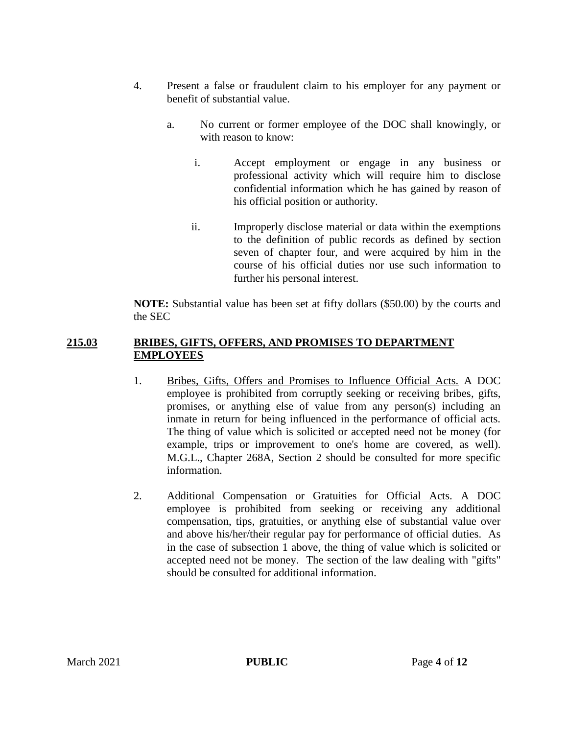4. Present a false or fraudulent claim to his employer for any payment or benefit of substantial value.

   a. No current or former employee of the DOC shall knowingly, or with reason to know:

      i. Accept employment or engage in any business or professional activity which will require him to disclose confidential information which he has gained by reason of his official position or authority.

      ii. Improperly disclose material or data within the exemptions to the definition of public records as defined by section seven of chapter four, and were acquired by him in the course of his official duties nor use such information to further his personal interest.

**NOTE:** Substantial value has been set at fifty dollars ($50.00) by the courts and the SEC

## 215.03 BRIBES, GIFTS, OFFERS, AND PROMISES TO DEPARTMENT EMPLOYEES

1. Bribes, Gifts, Offers and Promises to Influence Official Acts. A DOC employee is prohibited from corruptly seeking or receiving bribes, gifts, promises, or anything else of value from any person(s) including an inmate in return for being influenced in the performance of official acts. The thing of value which is solicited or accepted need not be money (for example, trips or improvement to one's home are covered, as well). M.G.L., Chapter 268A, Section 2 should be consulted for more specific information.

2. Additional Compensation or Gratuities for Official Acts. A DOC employee is prohibited from seeking or receiving any additional compensation, tips, gratuities, or anything else of substantial value over and above his/her/their regular pay for performance of official duties. As in the case of subsection 1 above, the thing of value which is solicited or accepted need not be money. The section of the law dealing with "gifts" should be consulted for additional information.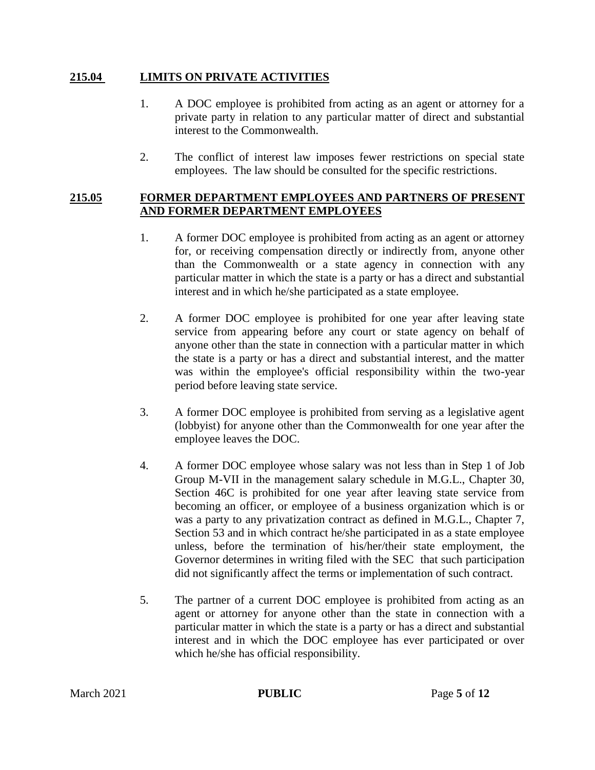## 215.04 LIMITS ON PRIVATE ACTIVITIES

1. A DOC employee is prohibited from acting as an agent or attorney for a private party in relation to any particular matter of direct and substantial interest to the Commonwealth.

2. The conflict of interest law imposes fewer restrictions on special state employees. The law should be consulted for the specific restrictions.

## 215.05 FORMER DEPARTMENT EMPLOYEES AND PARTNERS OF PRESENT AND FORMER DEPARTMENT EMPLOYEES

1. A former DOC employee is prohibited from acting as an agent or attorney for, or receiving compensation directly or indirectly from, anyone other than the Commonwealth or a state agency in connection with any particular matter in which the state is a party or has a direct and substantial interest and in which he/she participated as a state employee.

2. A former DOC employee is prohibited for one year after leaving state service from appearing before any court or state agency on behalf of anyone other than the state in connection with a particular matter in which the state is a party or has a direct and substantial interest, and the matter was within the employee's official responsibility within the two-year period before leaving state service.

3. A former DOC employee is prohibited from serving as a legislative agent (lobbyist) for anyone other than the Commonwealth for one year after the employee leaves the DOC.

4. A former DOC employee whose salary was not less than in Step 1 of Job Group M-VII in the management salary schedule in M.G.L., Chapter 30, Section 46C is prohibited for one year after leaving state service from becoming an officer, or employee of a business organization which is or was a party to any privatization contract as defined in M.G.L., Chapter 7, Section 53 and in which contract he/she participated in as a state employee unless, before the termination of his/her/their state employment, the Governor determines in writing filed with the SEC that such participation did not significantly affect the terms or implementation of such contract.

5. The partner of a current DOC employee is prohibited from acting as an agent or attorney for anyone other than the state in connection with a particular matter in which the state is a party or has a direct and substantial interest and in which the DOC employee has ever participated or over which he/she has official responsibility.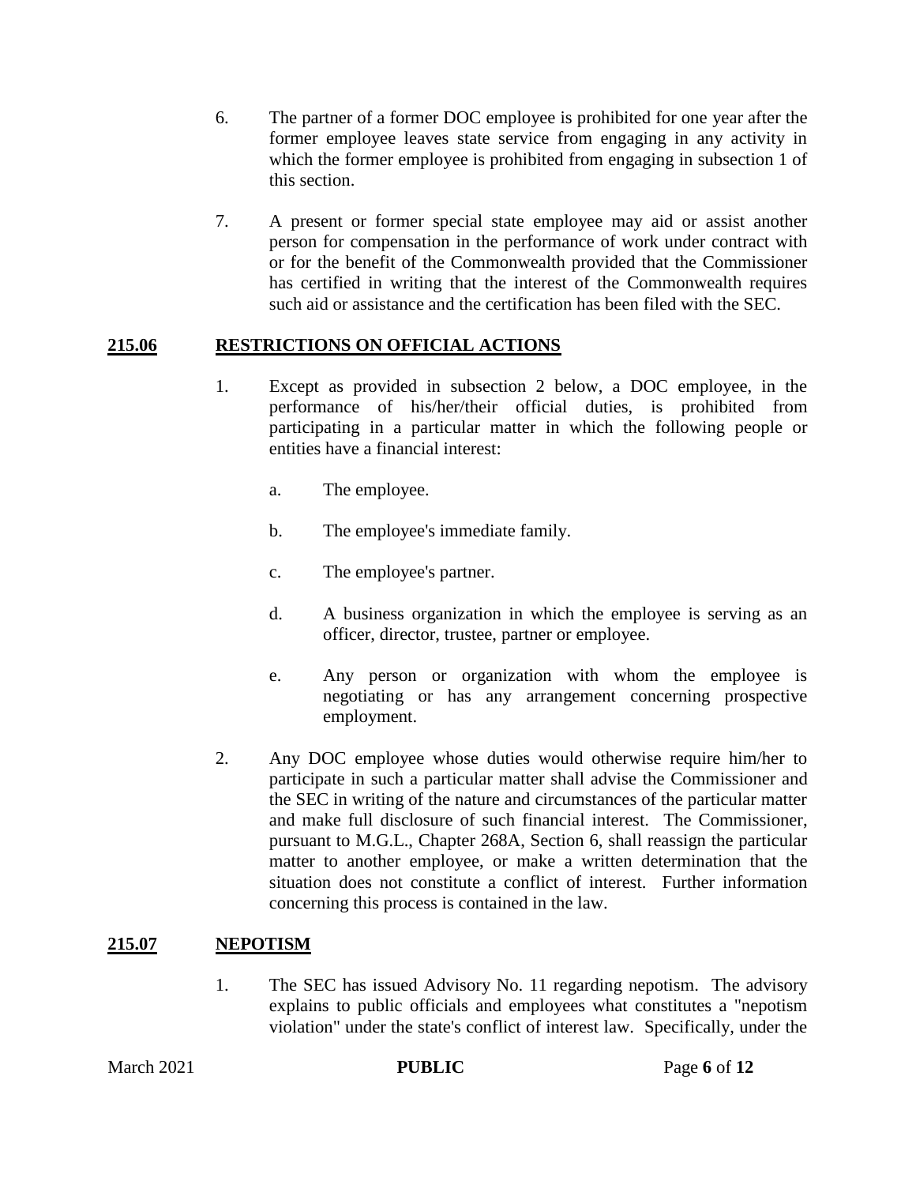6. The partner of a former DOC employee is prohibited for one year after the former employee leaves state service from engaging in any activity in which the former employee is prohibited from engaging in subsection 1 of this section.

7. A present or former special state employee may aid or assist another person for compensation in the performance of work under contract with or for the benefit of the Commonwealth provided that the Commissioner has certified in writing that the interest of the Commonwealth requires such aid or assistance and the certification has been filed with the SEC.

## 215.06 RESTRICTIONS ON OFFICIAL ACTIONS

1. Except as provided in subsection 2 below, a DOC employee, in the performance of his/her/their official duties, is prohibited from participating in a particular matter in which the following people or entities have a financial interest:

   a. The employee.

   b. The employee's immediate family.

   c. The employee's partner.

   d. A business organization in which the employee is serving as an officer, director, trustee, partner or employee.

   e. Any person or organization with whom the employee is negotiating or has any arrangement concerning prospective employment.

2. Any DOC employee whose duties would otherwise require him/her to participate in such a particular matter shall advise the Commissioner and the SEC in writing of the nature and circumstances of the particular matter and make full disclosure of such financial interest. The Commissioner, pursuant to M.G.L., Chapter 268A, Section 6, shall reassign the particular matter to another employee, or make a written determination that the situation does not constitute a conflict of interest. Further information concerning this process is contained in the law.

## 215.07 NEPOTISM

1. The SEC has issued Advisory No. 11 regarding nepotism. The advisory explains to public officials and employees what constitutes a "nepotism violation" under the state's conflict of interest law. Specifically, under the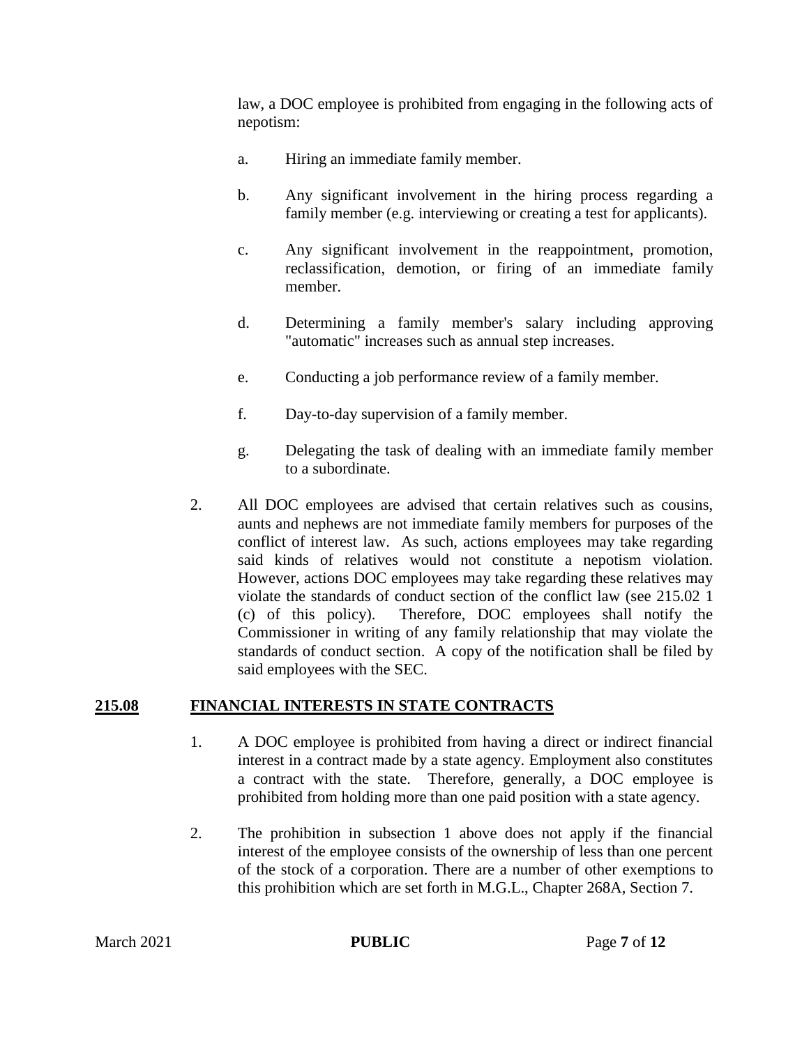law, a DOC employee is prohibited from engaging in the following acts of nepotism:

a. Hiring an immediate family member.

b. Any significant involvement in the hiring process regarding a family member (e.g. interviewing or creating a test for applicants).

c. Any significant involvement in the reappointment, promotion, reclassification, demotion, or firing of an immediate family member.

d. Determining a family member's salary including approving "automatic" increases such as annual step increases.

e. Conducting a job performance review of a family member.

f. Day-to-day supervision of a family member.

g. Delegating the task of dealing with an immediate family member to a subordinate.

2. All DOC employees are advised that certain relatives such as cousins, aunts and nephews are not immediate family members for purposes of the conflict of interest law. As such, actions employees may take regarding said kinds of relatives would not constitute a nepotism violation. However, actions DOC employees may take regarding these relatives may violate the standards of conduct section of the conflict law (see 215.02 1 (c) of this policy). Therefore, DOC employees shall notify the Commissioner in writing of any family relationship that may violate the standards of conduct section. A copy of the notification shall be filed by said employees with the SEC.

## 215.08 FINANCIAL INTERESTS IN STATE CONTRACTS

1. A DOC employee is prohibited from having a direct or indirect financial interest in a contract made by a state agency. Employment also constitutes a contract with the state. Therefore, generally, a DOC employee is prohibited from holding more than one paid position with a state agency.

2. The prohibition in subsection 1 above does not apply if the financial interest of the employee consists of the ownership of less than one percent of the stock of a corporation. There are a number of other exemptions to this prohibition which are set forth in M.G.L., Chapter 268A, Section 7.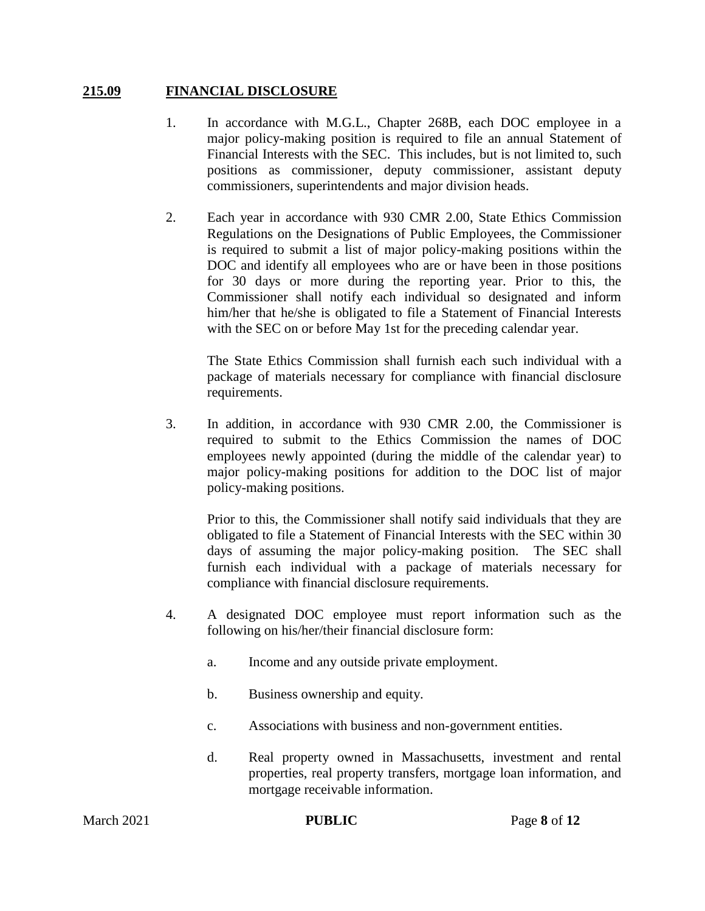## <u>215.09 FINANCIAL DISCLOSURE</u>

1. In accordance with M.G.L., Chapter 268B, each DOC employee in a major policy-making position is required to file an annual Statement of Financial Interests with the SEC. This includes, but is not limited to, such positions as commissioner, deputy commissioner, assistant deputy commissioners, superintendents and major division heads.

2. Each year in accordance with 930 CMR 2.00, State Ethics Commission Regulations on the Designations of Public Employees, the Commissioner is required to submit a list of major policy-making positions within the DOC and identify all employees who are or have been in those positions for 30 days or more during the reporting year. Prior to this, the Commissioner shall notify each individual so designated and inform him/her that he/she is obligated to file a Statement of Financial Interests with the SEC on or before May 1st for the preceding calendar year.

   The State Ethics Commission shall furnish each such individual with a package of materials necessary for compliance with financial disclosure requirements.

3. In addition, in accordance with 930 CMR 2.00, the Commissioner is required to submit to the Ethics Commission the names of DOC employees newly appointed (during the middle of the calendar year) to major policy-making positions for addition to the DOC list of major policy-making positions.

   Prior to this, the Commissioner shall notify said individuals that they are obligated to file a Statement of Financial Interests with the SEC within 30 days of assuming the major policy-making position. The SEC shall furnish each individual with a package of materials necessary for compliance with financial disclosure requirements.

4. A designated DOC employee must report information such as the following on his/her/their financial disclosure form:

   a. Income and any outside private employment.

   b. Business ownership and equity.

   c. Associations with business and non-government entities.

   d. Real property owned in Massachusetts, investment and rental properties, real property transfers, mortgage loan information, and mortgage receivable information.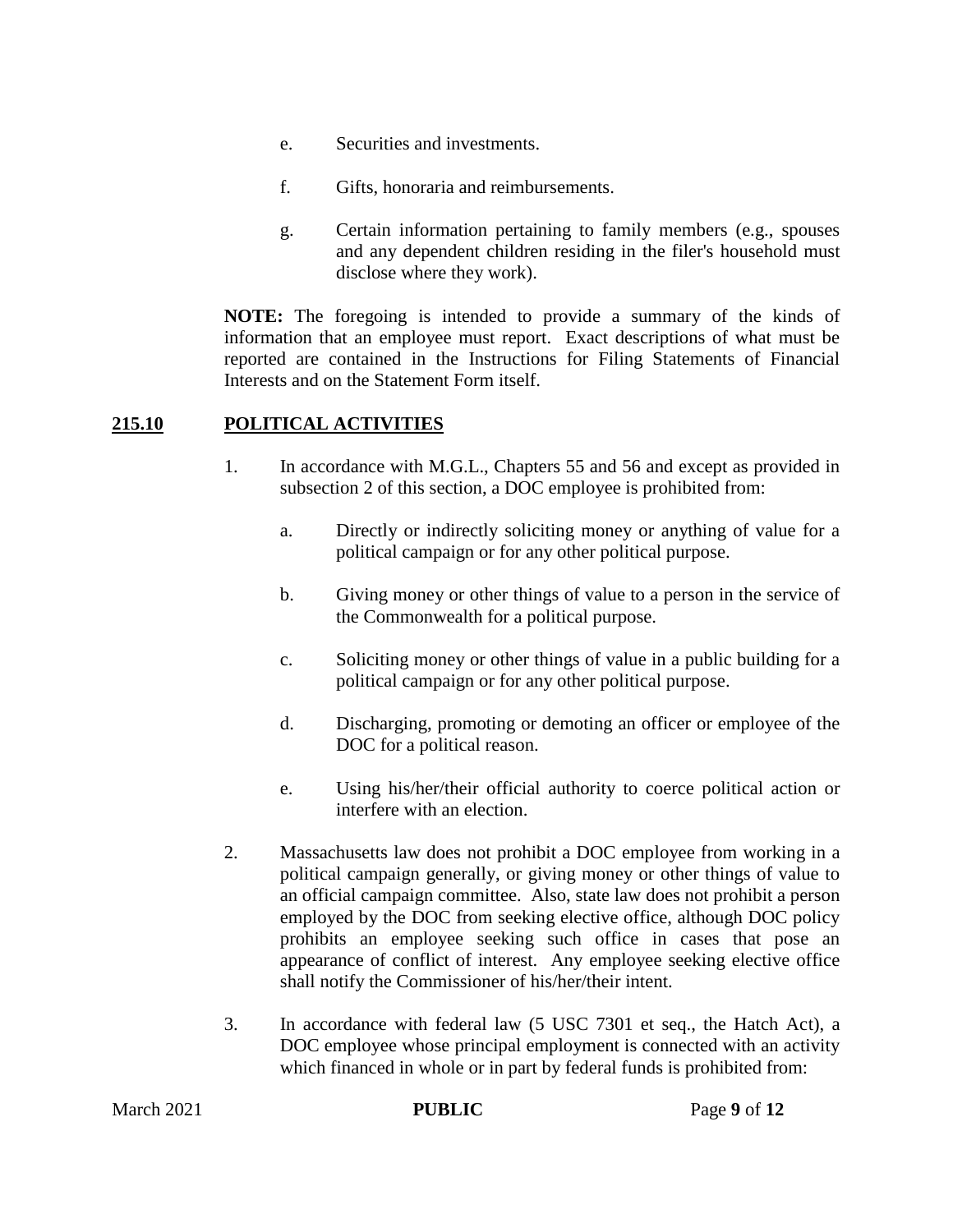e. Securities and investments.

f. Gifts, honoraria and reimbursements.

g. Certain information pertaining to family members (e.g., spouses and any dependent children residing in the filer's household must disclose where they work).

**NOTE:** The foregoing is intended to provide a summary of the kinds of information that an employee must report. Exact descriptions of what must be reported are contained in the Instructions for Filing Statements of Financial Interests and on the Statement Form itself.

## 215.10 POLITICAL ACTIVITIES

1. In accordance with M.G.L., Chapters 55 and 56 and except as provided in subsection 2 of this section, a DOC employee is prohibited from:

   a. Directly or indirectly soliciting money or anything of value for a political campaign or for any other political purpose.

   b. Giving money or other things of value to a person in the service of the Commonwealth for a political purpose.

   c. Soliciting money or other things of value in a public building for a political campaign or for any other political purpose.

   d. Discharging, promoting or demoting an officer or employee of the DOC for a political reason.

   e. Using his/her/their official authority to coerce political action or interfere with an election.

2. Massachusetts law does not prohibit a DOC employee from working in a political campaign generally, or giving money or other things of value to an official campaign committee. Also, state law does not prohibit a person employed by the DOC from seeking elective office, although DOC policy prohibits an employee seeking such office in cases that pose an appearance of conflict of interest. Any employee seeking elective office shall notify the Commissioner of his/her/their intent.

3. In accordance with federal law (5 USC 7301 et seq., the Hatch Act), a DOC employee whose principal employment is connected with an activity which financed in whole or in part by federal funds is prohibited from: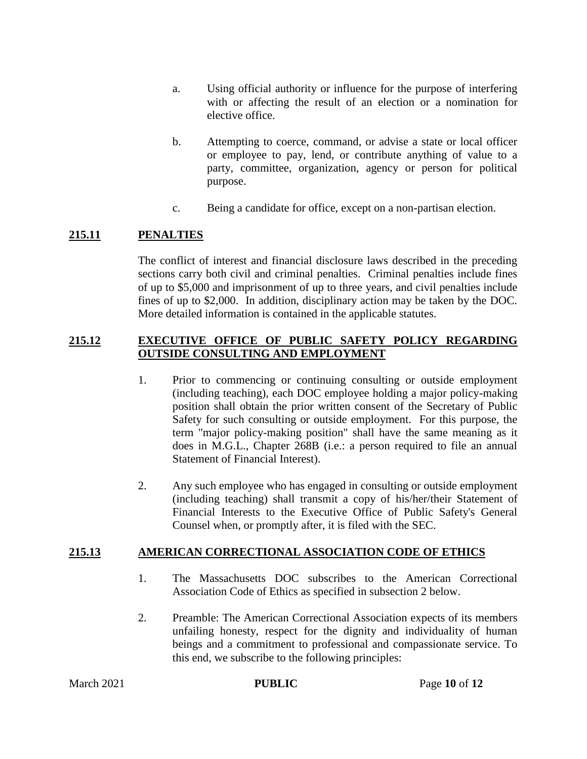a. Using official authority or influence for the purpose of interfering with or affecting the result of an election or a nomination for elective office.

b. Attempting to coerce, command, or advise a state or local officer or employee to pay, lend, or contribute anything of value to a party, committee, organization, agency or person for political purpose.

c. Being a candidate for office, except on a non-partisan election.

## 215.11 PENALTIES

The conflict of interest and financial disclosure laws described in the preceding sections carry both civil and criminal penalties. Criminal penalties include fines of up to $5,000 and imprisonment of up to three years, and civil penalties include fines of up to $2,000. In addition, disciplinary action may be taken by the DOC. More detailed information is contained in the applicable statutes.

## 215.12 EXECUTIVE OFFICE OF PUBLIC SAFETY POLICY REGARDING OUTSIDE CONSULTING AND EMPLOYMENT

1. Prior to commencing or continuing consulting or outside employment (including teaching), each DOC employee holding a major policy-making position shall obtain the prior written consent of the Secretary of Public Safety for such consulting or outside employment. For this purpose, the term "major policy-making position" shall have the same meaning as it does in M.G.L., Chapter 268B (i.e.: a person required to file an annual Statement of Financial Interest).

2. Any such employee who has engaged in consulting or outside employment (including teaching) shall transmit a copy of his/her/their Statement of Financial Interests to the Executive Office of Public Safety's General Counsel when, or promptly after, it is filed with the SEC.

## 215.13 AMERICAN CORRECTIONAL ASSOCIATION CODE OF ETHICS

1. The Massachusetts DOC subscribes to the American Correctional Association Code of Ethics as specified in subsection 2 below.

2. Preamble: The American Correctional Association expects of its members unfailing honesty, respect for the dignity and individuality of human beings and a commitment to professional and compassionate service. To this end, we subscribe to the following principles: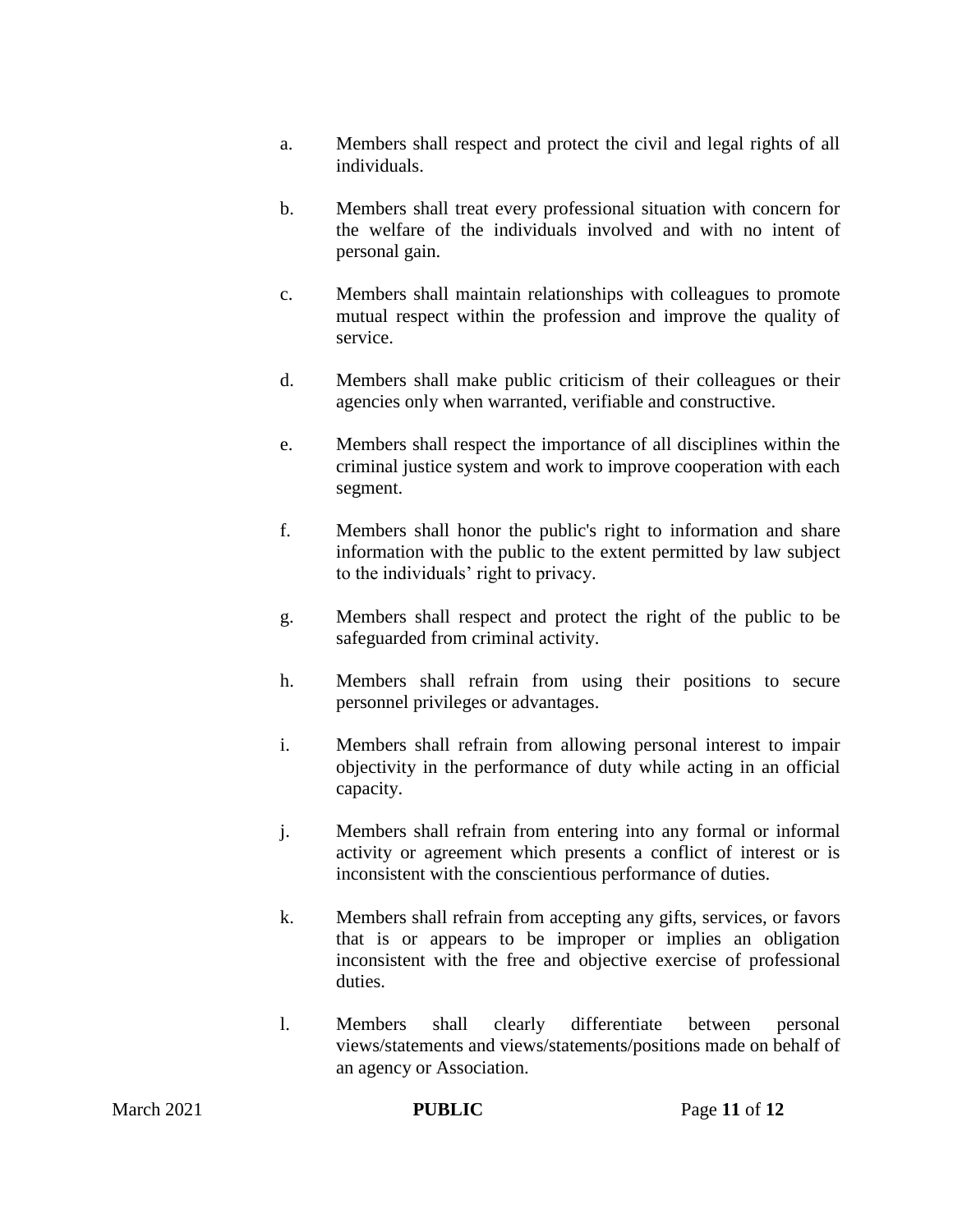a. Members shall respect and protect the civil and legal rights of all individuals.

b. Members shall treat every professional situation with concern for the welfare of the individuals involved and with no intent of personal gain.

c. Members shall maintain relationships with colleagues to promote mutual respect within the profession and improve the quality of service.

d. Members shall make public criticism of their colleagues or their agencies only when warranted, verifiable and constructive.

e. Members shall respect the importance of all disciplines within the criminal justice system and work to improve cooperation with each segment.

f. Members shall honor the public's right to information and share information with the public to the extent permitted by law subject to the individuals' right to privacy.

g. Members shall respect and protect the right of the public to be safeguarded from criminal activity.

h. Members shall refrain from using their positions to secure personnel privileges or advantages.

i. Members shall refrain from allowing personal interest to impair objectivity in the performance of duty while acting in an official capacity.

j. Members shall refrain from entering into any formal or informal activity or agreement which presents a conflict of interest or is inconsistent with the conscientious performance of duties.

k. Members shall refrain from accepting any gifts, services, or favors that is or appears to be improper or implies an obligation inconsistent with the free and objective exercise of professional duties.

l. Members shall clearly differentiate between personal views/statements and views/statements/positions made on behalf of an agency or Association.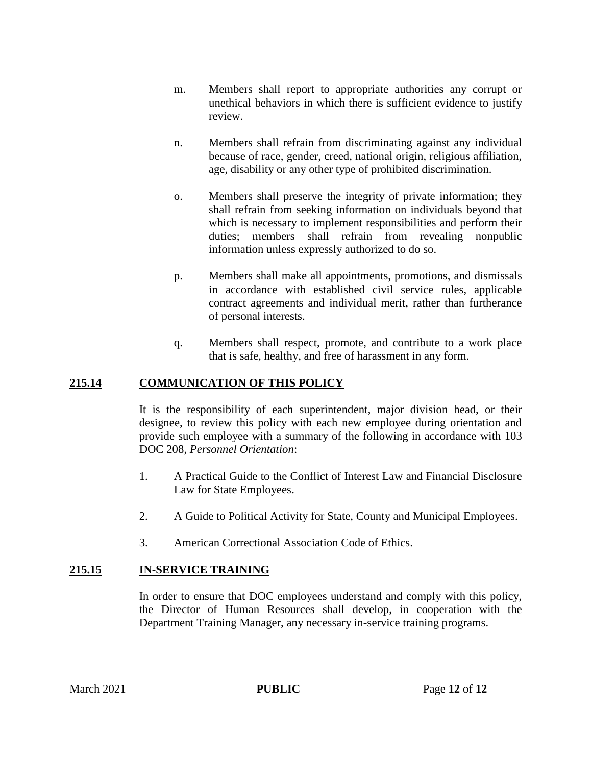m. Members shall report to appropriate authorities any corrupt or unethical behaviors in which there is sufficient evidence to justify review.

n. Members shall refrain from discriminating against any individual because of race, gender, creed, national origin, religious affiliation, age, disability or any other type of prohibited discrimination.

o. Members shall preserve the integrity of private information; they shall refrain from seeking information on individuals beyond that which is necessary to implement responsibilities and perform their duties; members shall refrain from revealing nonpublic information unless expressly authorized to do so.

p. Members shall make all appointments, promotions, and dismissals in accordance with established civil service rules, applicable contract agreements and individual merit, rather than furtherance of personal interests.

q. Members shall respect, promote, and contribute to a work place that is safe, healthy, and free of harassment in any form.

## 215.14 COMMUNICATION OF THIS POLICY

It is the responsibility of each superintendent, major division head, or their designee, to review this policy with each new employee during orientation and provide such employee with a summary of the following in accordance with 103 DOC 208, *Personnel Orientation*:

1. A Practical Guide to the Conflict of Interest Law and Financial Disclosure Law for State Employees.
2. A Guide to Political Activity for State, County and Municipal Employees.
3. American Correctional Association Code of Ethics.

## 215.15 IN-SERVICE TRAINING

In order to ensure that DOC employees understand and comply with this policy, the Director of Human Resources shall develop, in cooperation with the Department Training Manager, any necessary in-service training programs.